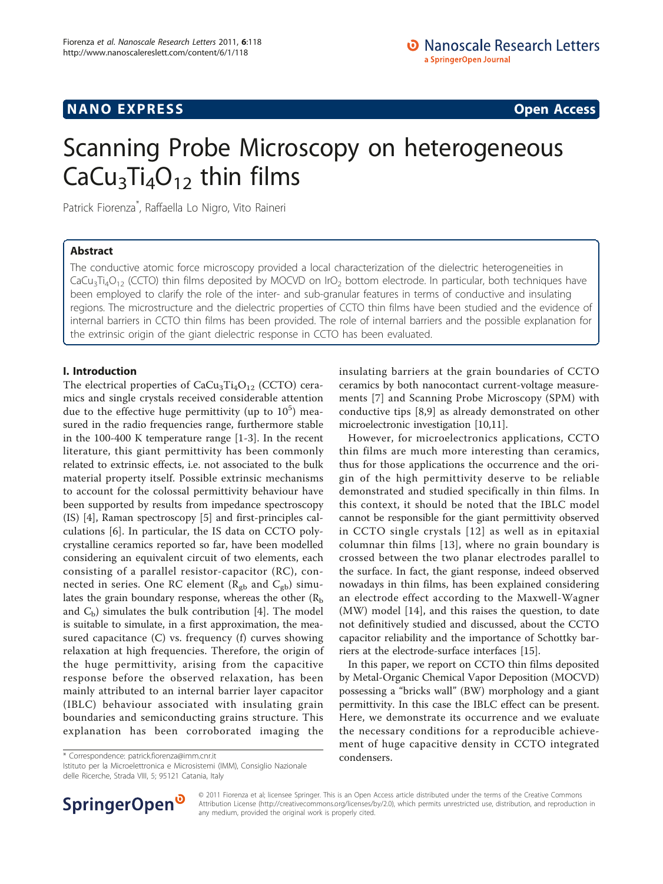NANO EXPRESS

Open Access

# Scanning Probe Microscopy on heterogeneous $CaCu_3Ti_4O_{12}$ thin films

Patrick Fiorenza*, Raffaella Lo Nigro, Vito Raineri

## Abstract

The conductive atomic force microscopy provided a local characterization of the dielectric heterogeneities in $CaCu_3Ti_4O_{12}$ (CCTO) thin films deposited by MOCVD on $IrO_2$ bottom electrode. In particular, both techniques have been employed to clarify the role of the inter- and sub-granular features in terms of conductive and insulating regions. The microstructure and the dielectric properties of CCTO thin films have been studied and the evidence of internal barriers in CCTO thin films has been provided. The role of internal barriers and the possible explanation for the extrinsic origin of the giant dielectric response in CCTO has been evaluated.

## I. Introduction

The electrical properties of $CaCu_3Ti_4O_{12}$ (CCTO) ceramics and single crystals received considerable attention due to the effective huge permittivity (up to $10^5$) measured in the radio frequencies range, furthermore stable in the 100-400 K temperature range [1-3]. In the recent literature, this giant permittivity has been commonly related to extrinsic effects, i.e. not associated to the bulk material property itself. Possible extrinsic mechanisms to account for the colossal permittivity behaviour have been supported by results from impedance spectroscopy (IS) [4], Raman spectroscopy [5] and first-principles calculations [6]. In particular, the IS data on CCTO polycrystalline ceramics reported so far, have been modelled considering an equivalent circuit of two elements, each consisting of a parallel resistor-capacitor (RC), connected in series. One RC element ($R_{gb}$ and $C_{gb}$) simulates the grain boundary response, whereas the other ($R_b$ and $C_b$) simulates the bulk contribution [4]. The model is suitable to simulate, in a first approximation, the measured capacitance (C) vs. frequency (f) curves showing relaxation at high frequencies. Therefore, the origin of the huge permittivity, arising from the capacitive response before the observed relaxation, has been mainly attributed to an internal barrier layer capacitor (IBLC) behaviour associated with insulating grain boundaries and semiconducting grains structure. This explanation has been corroborated imaging the insulating barriers at the grain boundaries of CCTO ceramics by both nanocontact current-voltage measurements [7] and Scanning Probe Microscopy (SPM) with conductive tips [8,9] as already demonstrated on other microelectronic investigation [10,11].

However, for microelectronics applications, CCTO thin films are much more interesting than ceramics, thus for those applications the occurrence and the origin of the high permittivity deserve to be reliable demonstrated and studied specifically in thin films. In this context, it should be noted that the IBLC model cannot be responsible for the giant permittivity observed in CCTO single crystals [12] as well as in epitaxial columnar thin films [13], where no grain boundary is crossed between the two planar electrodes parallel to the surface. In fact, the giant response, indeed observed nowadays in thin films, has been explained considering an electrode effect according to the Maxwell-Wagner (MW) model [14], and this raises the question, to date not definitively studied and discussed, about the CCTO capacitor reliability and the importance of Schottky barriers at the electrode-surface interfaces [15].

In this paper, we report on CCTO thin films deposited by Metal-Organic Chemical Vapor Deposition (MOCVD) possessing a "bricks wall" (BW) morphology and a giant permittivity. In this case the IBLC effect can be present. Here, we demonstrate its occurrence and we evaluate the necessary conditions for a reproducible achievement of huge capacitive density in CCTO integrated condensers.

* Correspondence: patrick.fiorenza@imm.cnr.it
Istituto per la Microelettronica e Microsistemi (IMM), Consiglio Nazionale delle Ricerche, Strada VIII, 5; 95121 Catania, Italy

© 2011 Fiorenza et al; licensee Springer. This is an Open Access article distributed under the terms of the Creative Commons Attribution License (http://creativecommons.org/licenses/by/2.0), which permits unrestricted use, distribution, and reproduction in any medium, provided the original work is properly cited.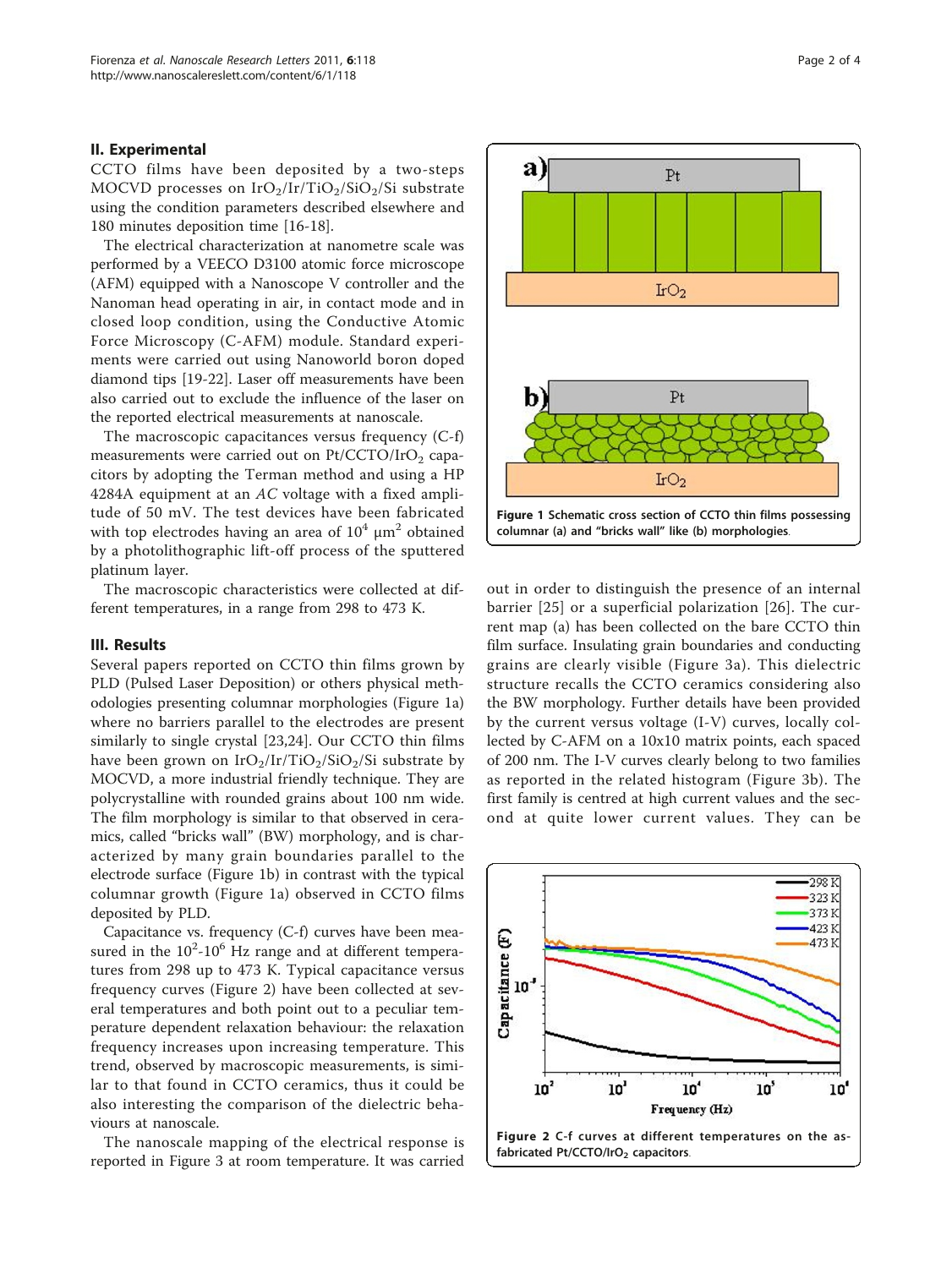## II. Experimental

CCTO films have been deposited by a two-steps MOCVD processes on $IrO_2/Ir/TiO_2/SiO_2/Si$ substrate using the condition parameters described elsewhere and 180 minutes deposition time [16-18].

The electrical characterization at nanometre scale was performed by a VEECO D3100 atomic force microscope (AFM) equipped with a Nanoscope V controller and the Nanoman head operating in air, in contact mode and in closed loop condition, using the Conductive Atomic Force Microscopy (C-AFM) module. Standard experiments were carried out using Nanoworld boron doped diamond tips [19-22]. Laser off measurements have been also carried out to exclude the influence of the laser on the reported electrical measurements at nanoscale.

The macroscopic capacitances versus frequency (C-f) measurements were carried out on $Pt/CCTO/IrO_2$ capacitors by adopting the Terman method and using a HP 4284A equipment at an *AC* voltage with a fixed amplitude of 50 mV. The test devices have been fabricated with top electrodes having an area of $10^4$ $\mu m^2$ obtained by a photolithographic lift-off process of the sputtered platinum layer.

The macroscopic characteristics were collected at different temperatures, in a range from 298 to 473 K.

## III. Results

Several papers reported on CCTO thin films grown by PLD (Pulsed Laser Deposition) or others physical methodologies presenting columnar morphologies (Figure 1a) where no barriers parallel to the electrodes are present similarly to single crystal [23,24]. Our CCTO thin films have been grown on $IrO_2/Ir/TiO_2/SiO_2/Si$ substrate by MOCVD, a more industrial friendly technique. They are polycrystalline with rounded grains about 100 nm wide. The film morphology is similar to that observed in ceramics, called "bricks wall" (BW) morphology, and is characterized by many grain boundaries parallel to the electrode surface (Figure 1b) in contrast with the typical columnar growth (Figure 1a) observed in CCTO films deposited by PLD.

Capacitance vs. frequency (C-f) curves have been measured in the $10^2$-$10^6$ Hz range and at different temperatures from 298 up to 473 K. Typical capacitance versus frequency curves (Figure 2) have been collected at several temperatures and both point out to a peculiar temperature dependent relaxation behaviour: the relaxation frequency increases upon increasing temperature. This trend, observed by macroscopic measurements, is similar to that found in CCTO ceramics, thus it could be also interesting the comparison of the dielectric behaviours at nanoscale.

The nanoscale mapping of the electrical response is reported in Figure 3 at room temperature. It was carried out in order to distinguish the presence of an internal barrier [25] or a superficial polarization [26]. The current map (a) has been collected on the bare CCTO thin film surface. Insulating grain boundaries and conducting grains are clearly visible (Figure 3a). This dielectric structure recalls the CCTO ceramics considering also the BW morphology. Further details have been provided by the current versus voltage (I-V) curves, locally collected by C-AFM on a 10x10 matrix points, each spaced of 200 nm. The I-V curves clearly belong to two families as reported in the related histogram (Figure 3b). The first family is centred at high current values and the second at quite lower current values. They can be

**Figure 1** Schematic cross section of CCTO thin films possessing columnar (a) and "bricks wall" like (b) morphologies.

**Figure 2** C-f curves at different temperatures on the as-fabricated $Pt/CCTO/IrO_2$ capacitors.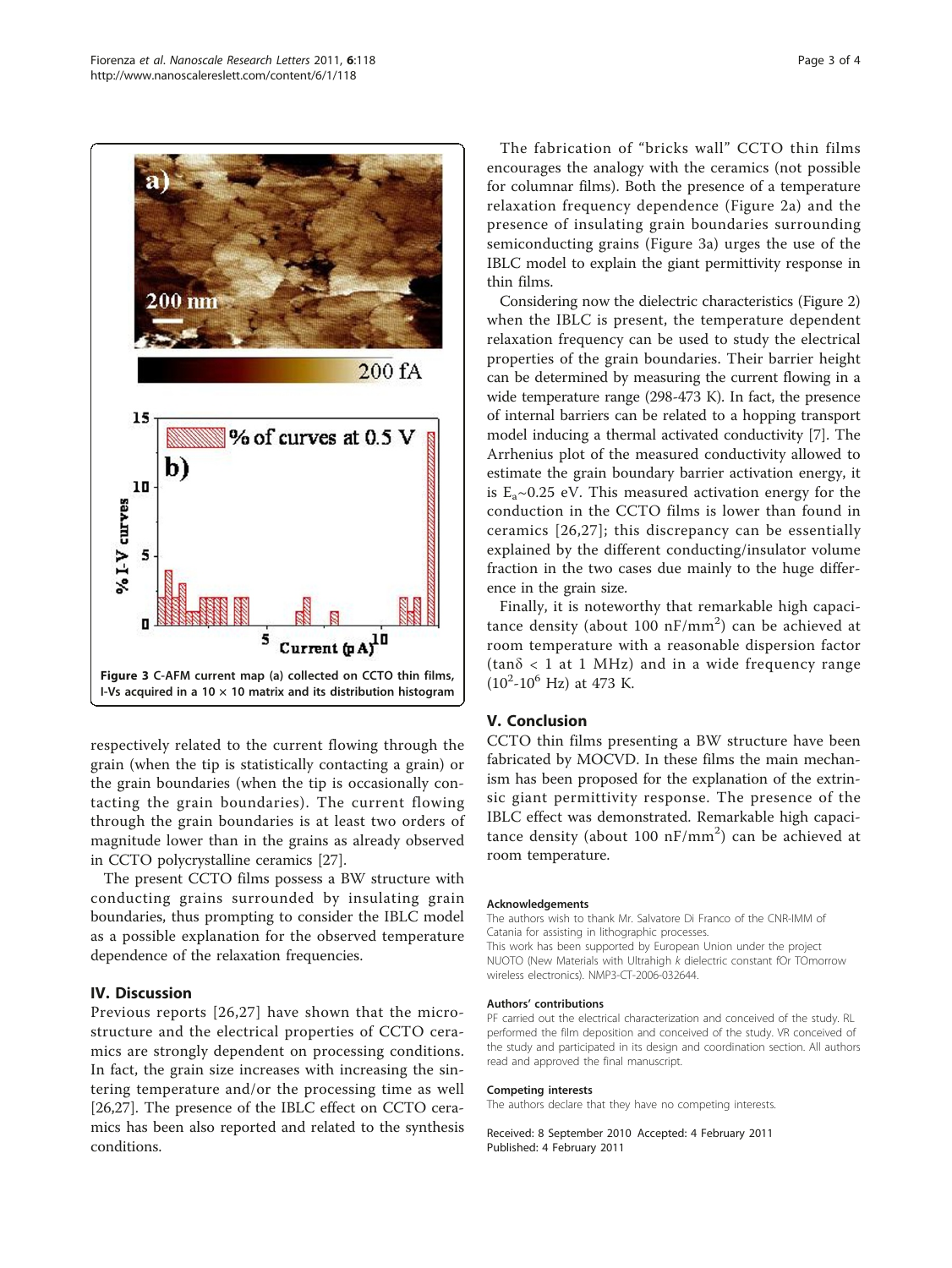Figure 3 C-AFM current map (a) collected on CCTO thin films, I-Vs acquired in a 10 × 10 matrix and its distribution histogram

respectively related to the current flowing through the grain (when the tip is statistically contacting a grain) or the grain boundaries (when the tip is occasionally contacting the grain boundaries). The current flowing through the grain boundaries is at least two orders of magnitude lower than in the grains as already observed in CCTO polycrystalline ceramics [27].

The present CCTO films possess a BW structure with conducting grains surrounded by insulating grain boundaries, thus prompting to consider the IBLC model as a possible explanation for the observed temperature dependence of the relaxation frequencies.

## IV. Discussion

Previous reports [26,27] have shown that the microstructure and the electrical properties of CCTO ceramics are strongly dependent on processing conditions. In fact, the grain size increases with increasing the sintering temperature and/or the processing time as well [26,27]. The presence of the IBLC effect on CCTO ceramics has been also reported and related to the synthesis conditions.

The fabrication of "bricks wall" CCTO thin films encourages the analogy with the ceramics (not possible for columnar films). Both the presence of a temperature relaxation frequency dependence (Figure 2a) and the presence of insulating grain boundaries surrounding semiconducting grains (Figure 3a) urges the use of the IBLC model to explain the giant permittivity response in thin films.

Considering now the dielectric characteristics (Figure 2) when the IBLC is present, the temperature dependent relaxation frequency can be used to study the electrical properties of the grain boundaries. Their barrier height can be determined by measuring the current flowing in a wide temperature range (298-473 K). In fact, the presence of internal barriers can be related to a hopping transport model inducing a thermal activated conductivity [7]. The Arrhenius plot of the measured conductivity allowed to estimate the grain boundary barrier activation energy, it is $E_a$~0.25 eV. This measured activation energy for the conduction in the CCTO films is lower than found in ceramics [26,27]; this discrepancy can be essentially explained by the different conducting/insulator volume fraction in the two cases due mainly to the huge difference in the grain size.

Finally, it is noteworthy that remarkable high capacitance density (about 100 nF/mm$^2$) can be achieved at room temperature with a reasonable dispersion factor (tan$\delta$ < 1 at 1 MHz) and in a wide frequency range ($10^2$-$10^6$ Hz) at 473 K.

## V. Conclusion

CCTO thin films presenting a BW structure have been fabricated by MOCVD. In these films the main mechanism has been proposed for the explanation of the extrinsic giant permittivity response. The presence of the IBLC effect was demonstrated. Remarkable high capacitance density (about 100 nF/mm$^2$) can be achieved at room temperature.

#### Acknowledgements

The authors wish to thank Mr. Salvatore Di Franco of the CNR-IMM of Catania for assisting in lithographic processes.
This work has been supported by European Union under the project NUOTO (New Materials with Ultrahigh *k* dielectric constant fOr TOmorrow wireless electronics). NMP3-CT-2006-032644.

#### Authors' contributions

PF carried out the electrical characterization and conceived of the study. RL performed the film deposition and conceived of the study. VR conceived of the study and participated in its design and coordination section. All authors read and approved the final manuscript.

#### Competing interests

The authors declare that they have no competing interests.

Received: 8 September 2010 Accepted: 4 February 2011
Published: 4 February 2011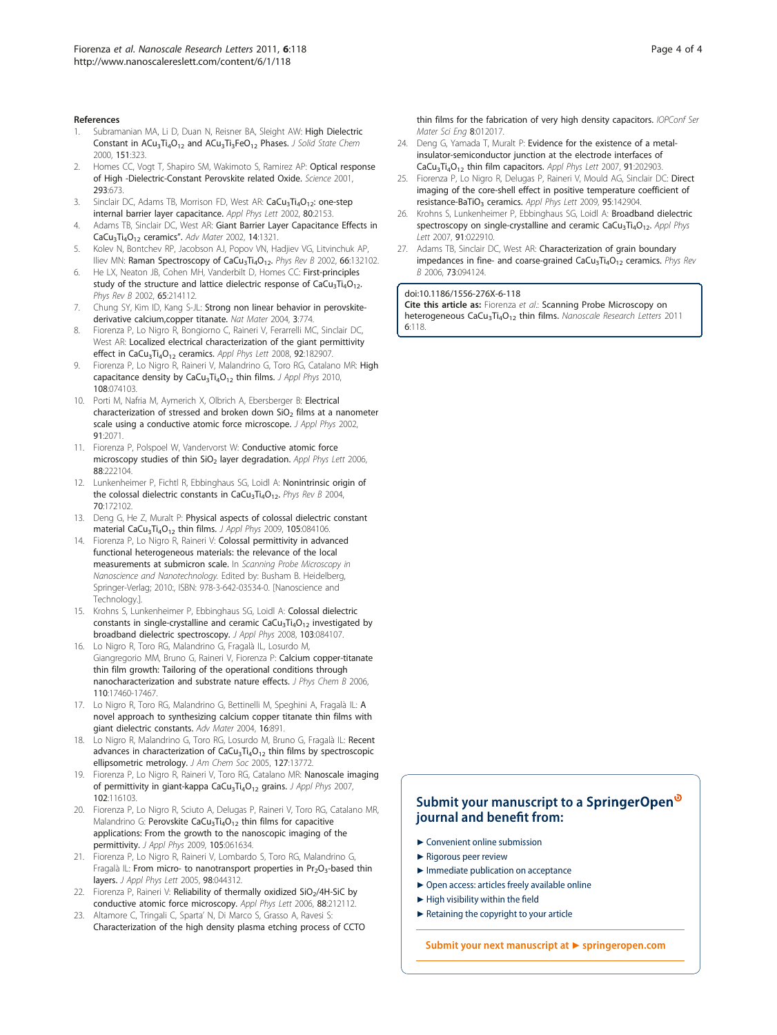## References

1. Subramanian MA, Li D, Duan N, Reisner BA, Sleight AW: **High Dielectric Constant in $ACu_3Ti_4O_{12}$ and $ACu_3Ti_3FeO_{12}$ Phases.** *J Solid State Chem* 2000, **151**:323.
2. Homes CC, Vogt T, Shapiro SM, Wakimoto S, Ramirez AP: **Optical response of High -Dielectric-Constant Perovskite related Oxide.** *Science* 2001, **293**:673.
3. Sinclair DC, Adams TB, Morrison FD, West AR: **$CaCu_3Ti_4O_{12}$: one-step internal barrier layer capacitance.** *Appl Phys Lett* 2002, **80**:2153.
4. Adams TB, Sinclair DC, West AR: **Giant Barrier Layer Capacitance Effects in $CaCu_3Ti_4O_{12}$ ceramics".** *Adv Mater* 2002, **14**:1321.
5. Kolev N, Bontchev RP, Jacobson AJ, Popov VN, Hadjiev VG, Litvinchuk AP, Iliev MN: **Raman Spectroscopy of $CaCu_3Ti_4O_{12}$.** *Phys Rev B* 2002, **66**:132102.
6. He LX, Neaton JB, Cohen MH, Vanderbilt D, Homes CC: **First-principles study of the structure and lattice dielectric response of $CaCu_3Ti_4O_{12}$.** *Phys Rev B* 2002, **65**:214112.
7. Chung SY, Kim ID, Kang S-JL: **Strong non linear behavior in perovskite-derivative calcium,copper titanate.** *Nat Mater* 2004, **3**:774.
8. Fiorenza P, Lo Nigro R, Bongiorno C, Raineri V, Ferarrelli MC, Sinclair DC, West AR: **Localized electrical characterization of the giant permittivity effect in $CaCu_3Ti_4O_{12}$ ceramics.** *Appl Phys Lett* 2008, **92**:182907.
9. Fiorenza P, Lo Nigro R, Raineri V, Malandrino G, Toro RG, Catalano MR: **High capacitance density by $CaCu_3Ti_4O_{12}$ thin films.** *J Appl Phys* 2010, **108**:074103.
10. Porti M, Nafria M, Aymerich X, Olbrich A, Ebersberger B: **Electrical characterization of stressed and broken down $SiO_2$ films at a nanometer scale using a conductive atomic force microscope.** *J Appl Phys* 2002, **91**:2071.
11. Fiorenza P, Polspoel W, Vandervorst W: **Conductive atomic force microscopy studies of thin $SiO_2$ layer degradation.** *Appl Phys Lett* 2006, **88**:222104.
12. Lunkenheimer P, Fichtl R, Ebbinghaus SG, Loidl A: **Nonintrinsic origin of the colossal dielectric constants in $CaCu_3Ti_4O_{12}$.** *Phys Rev B* 2004, **70**:172102.
13. Deng G, He Z, Muralt P: **Physical aspects of colossal dielectric constant material $CaCu_3Ti_4O_{12}$ thin films.** *J Appl Phys* 2009, **105**:084106.
14. Fiorenza P, Lo Nigro R, Raineri V: **Colossal permittivity in advanced functional heterogeneous materials: the relevance of the local measurements at submicron scale.** In *Scanning Probe Microscopy in Nanoscience and Nanotechnology.* Edited by: Busham B. Heidelberg, Springer-Verlag; 2010:, ISBN: 978-3-642-03534-0. [Nanoscience and Technology.].
15. Krohns S, Lunkenheimer P, Ebbinghaus SG, Loidl A: **Colossal dielectric constants in single-crystalline and ceramic $CaCu_3Ti_4O_{12}$ investigated by broadband dielectric spectroscopy.** *J Appl Phys* 2008, **103**:084107.
16. Lo Nigro R, Toro RG, Malandrino G, Fragalà IL, Losurdo M, Giangregorio MM, Bruno G, Raineri V, Fiorenza P: **Calcium copper-titanate thin film growth: Tailoring of the operational conditions through nanocharacterization and substrate nature effects.** *J Phys Chem B* 2006, **110**:17460-17467.
17. Lo Nigro R, Toro RG, Malandrino G, Bettinelli M, Speghini A, Fragalà IL: **A novel approach to synthesizing calcium copper titanate thin films with giant dielectric constants.** *Adv Mater* 2004, **16**:891.
18. Lo Nigro R, Malandrino G, Toro RG, Losurdo M, Bruno G, Fragalà IL: **Recent advances in characterization of $CaCu_3Ti_4O_{12}$ thin films by spectroscopic ellipsometric metrology.** *J Am Chem Soc* 2005, **127**:13772.
19. Fiorenza P, Lo Nigro R, Raineri V, Toro RG, Catalano MR: **Nanoscale imaging of permittivity in giant-kappa $CaCu_3Ti_4O_{12}$ grains.** *J Appl Phys* 2007, **102**:116103.
20. Fiorenza P, Lo Nigro R, Sciuto A, Delugas P, Raineri V, Toro RG, Catalano MR, Malandrino G: **Perovskite $CaCu_3Ti_4O_{12}$ thin films for capacitive applications: From the growth to the nanoscopic imaging of the permittivity.** *J Appl Phys* 2009, **105**:061634.
21. Fiorenza P, Lo Nigro R, Raineri V, Lombardo S, Toro RG, Malandrino G, Fragalà IL: **From micro- to nanotransport properties in $Pr_2O_3$-based thin layers.** *J Appl Phys Lett* 2005, **98**:044312.
22. Fiorenza P, Raineri V: **Reliability of thermally oxidized $SiO_2$/4H-SiC by conductive atomic force microscopy.** *Appl Phys Lett* 2006, **88**:212112.
23. Altamore C, Tringali C, Sparta' N, Di Marco S, Grasso A, Ravesi S: **Characterization of the high density plasma etching process of CCTO thin films for the fabrication of very high density capacitors.** *IOPConf Ser Mater Sci Eng* 8:012017.
24. Deng G, Yamada T, Muralt P: **Evidence for the existence of a metal-insulator-semiconductor junction at the electrode interfaces of $CaCu_3Ti_4O_{12}$ thin film capacitors.** *Appl Phys Lett* 2007, **91**:202903.
25. Fiorenza P, Lo Nigro R, Delugas P, Raineri V, Mould AG, Sinclair DC: **Direct imaging of the core-shell effect in positive temperature coefficient of resistance-$BaTiO_3$ ceramics.** *Appl Phys Lett* 2009, **95**:142904.
26. Krohns S, Lunkenheimer P, Ebbinghaus SG, Loidl A: **Broadband dielectric spectroscopy on single-crystalline and ceramic $CaCu_3Ti_4O_{12}$.** *Appl Phys Lett* 2007, **91**:022910.
27. Adams TB, Sinclair DC, West AR: **Characterization of grain boundary impedances in fine- and coarse-grained $CaCu_3Ti_4O_{12}$ ceramics.** *Phys Rev B* 2006, **73**:094124.

doi:10.1186/1556-276X-6-118

**Cite this article as:** Fiorenza *et al.*: Scanning Probe Microscopy on heterogeneous $CaCu_3Ti_4O_{12}$ thin films. *Nanoscale Research Letters* 2011 6:118.

**Submit your manuscript to a SpringerOpen journal and benefit from:**

- ► Convenient online submission
- ► Rigorous peer review
- ► Immediate publication on acceptance
- ► Open access: articles freely available online
- ► High visibility within the field
- ► Retaining the copyright to your article

**Submit your next manuscript at ► springeropen.com**